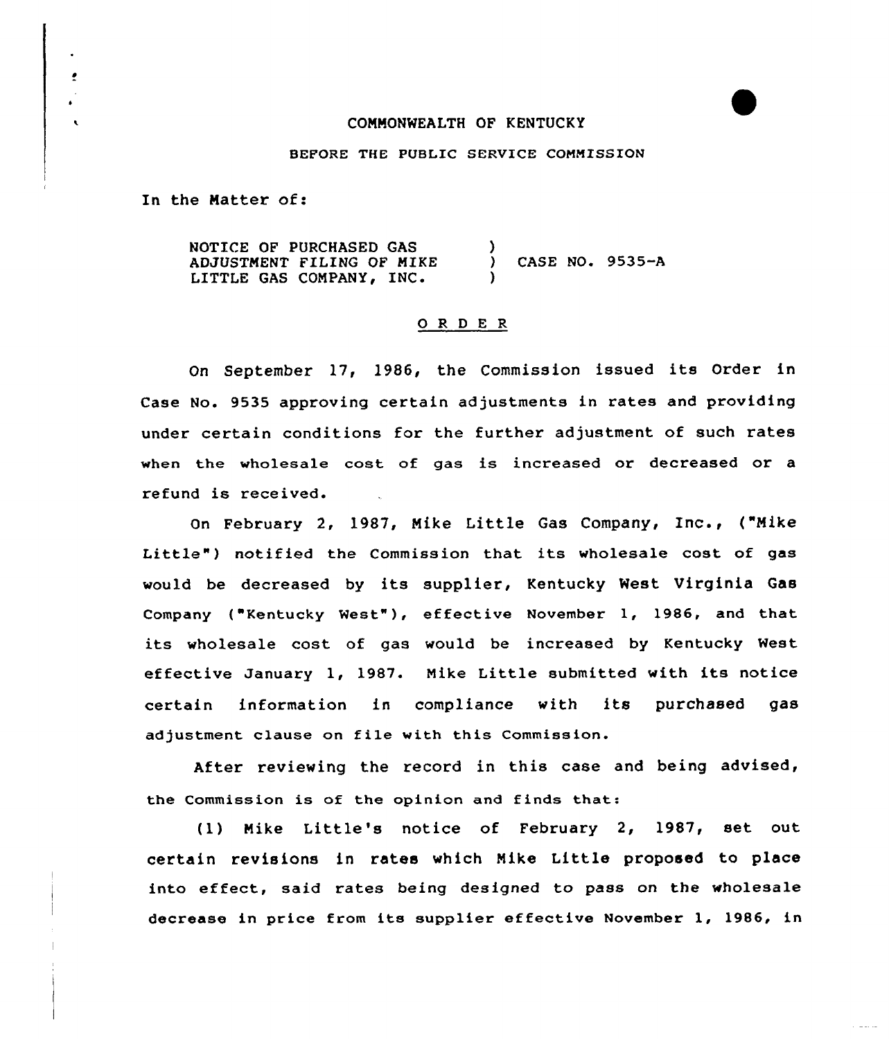COMMONWEALTH OF KENTUCKY

BEFORE THE PUBLIC SERVICE COMMISSION

In the Matter of:

| | | |
|---|---|---|
| NOTICE OF PURCHASED GAS ADJUSTMENT FILING OF MIKE LITTLE GAS COMPANY, INC. | ) | CASE NO. 9535-A |

O R D E R

On September 17, 1986, the Commission issued its Order in Case No. 9535 approving certain adjustments in rates and providing under certain conditions for the further adjustment of such rates when the wholesale cost of gas is increased or decreased or a refund is received.

On February 2, 1987, Mike Little Gas Company, Inc., ("Mike Little") notified the Commission that its wholesale cost of gas would be decreased by its supplier, Kentucky West Virginia Gas Company ("Kentucky West"), effective November 1, 1986, and that its wholesale cost of gas would be increased by Kentucky West effective January 1, 1987. Mike Little submitted with its notice certain information in compliance with its purchased gas adjustment clause on file with this Commission.

After reviewing the record in this case and being advised, the Commission is of the opinion and finds that:

(1) Mike Little's notice of February 2, 1987, set out certain revisions in rates which Mike Little proposed to place into effect, said rates being designed to pass on the wholesale decrease in price from its supplier effective November 1, 1986, in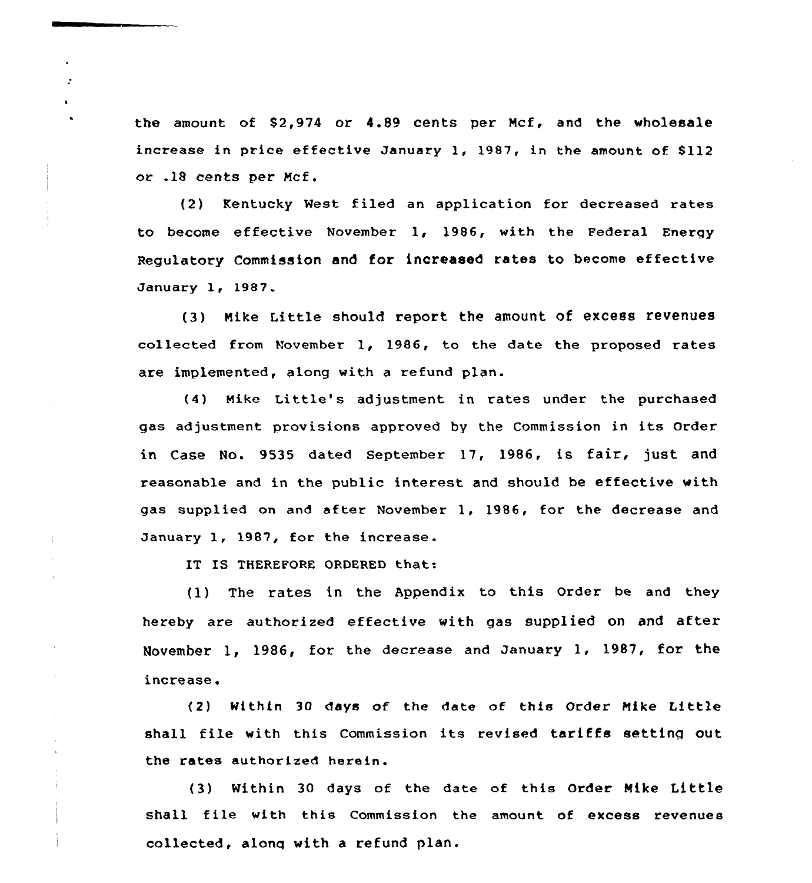the amount of $2,974 or 4.89 cents per Mcf, and the wholesale increase in price effective January 1, 1987, in the amount of $112 or .18 cents per Mcf.

(2) Kentucky West filed an application for decreased rates to become effective November 1, 1986, with the Federal Energy Regulatory Commission and for increased rates to become effective January 1, 1987.

(3) Mike Little should report the amount of excess revenues collected from November 1, 1986, to the date the proposed rates are implemented, along with a refund plan.

(4) Mike Little's adjustment in rates under the purchased gas adjustment provisions approved by the Commission in its Order in Case No. 9535 dated September 17, 1986, is fair, just and reasonable and in the public interest and should be effective with gas supplied on and after November 1, 1986, for the decrease and January 1, 1987, for the increase.

IT IS THEREFORE ORDERED that:

(1) The rates in the Appendix to this Order be and they hereby are authorized effective with gas supplied on and after November 1, 1986, for the decrease and January 1, 1987, for the increase.

(2) Within 30 days of the date of this Order Mike Little shall file with this Commission its revised tariffs setting out the rates authorized herein.

(3) Within 30 days of the date of this Order Mike Little shall file with this Commission the amount of excess revenues collected, along with a refund plan.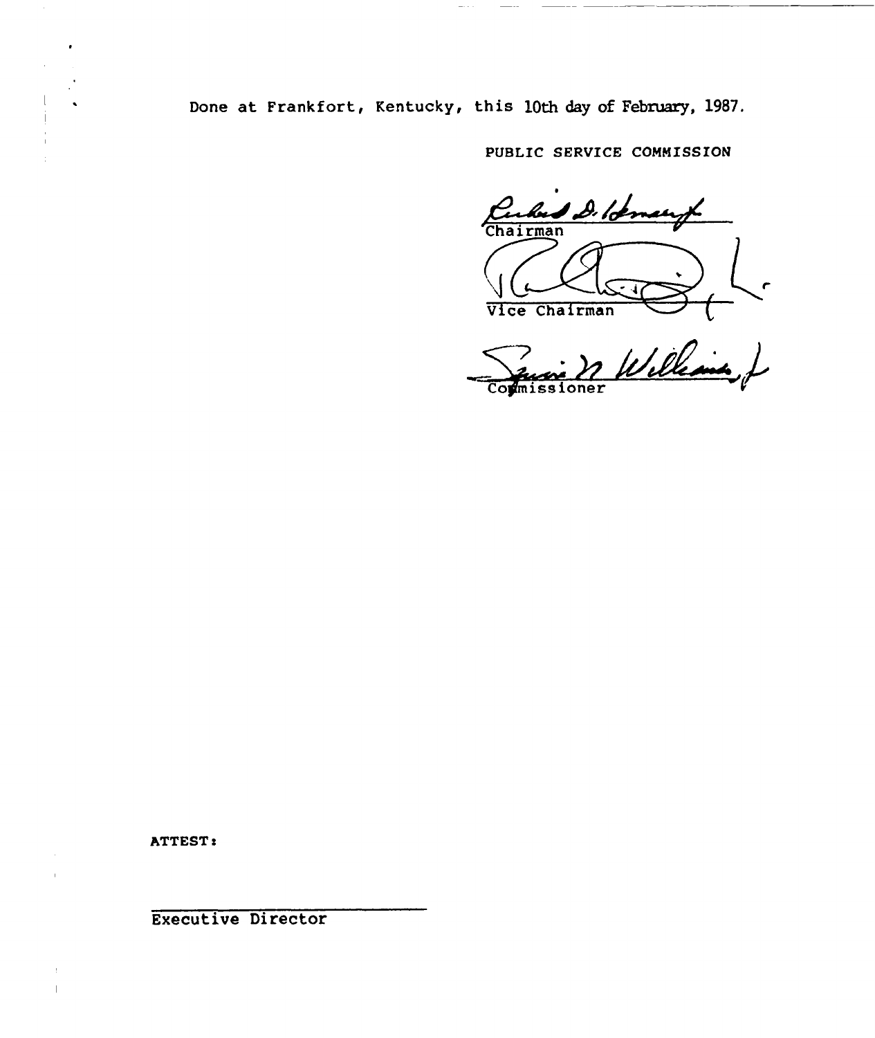Done at Frankfort, Kentucky, this 10th day of February, 1987.

PUBLIC SERVICE COMMISSION

Chairman

Vice Chairman

Commissioner

ATTEST:

Executive Director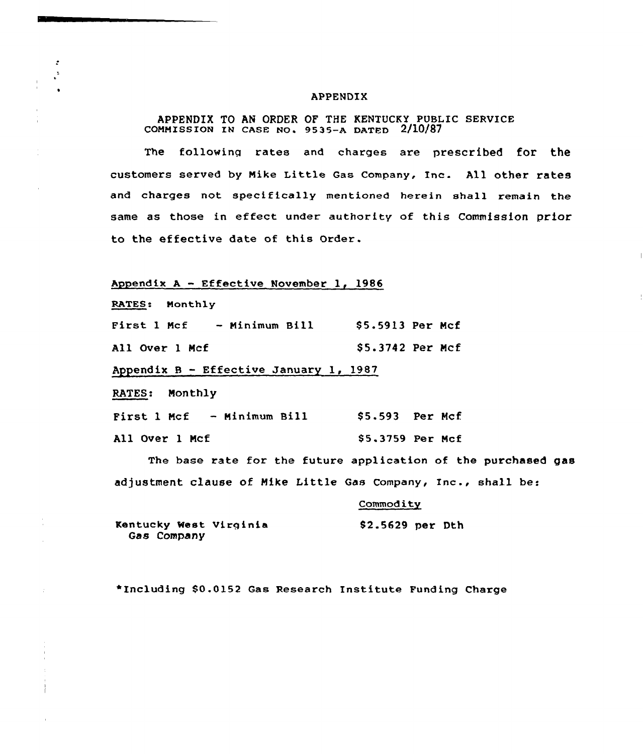# APPENDIX

APPENDIX TO AN ORDER OF THE KENTUCKY PUBLIC SERVICE COMMISSION IN CASE NO. 9535-A DATED 2/10/87

The following rates and charges are prescribed for the customers served by Mike Little Gas Company, Inc. All other rates and charges not specifically mentioned herein shall remain the same as those in effect under authority of this Commission prior to the effective date of this Order.

<u>Appendix A - Effective November 1, 1986</u>

<u>RATES</u>: Monthly

| | |
|---|---|
| First 1 Mcf - Minimum Bill | $5.5913 Per Mcf |
| All Over 1 Mcf | $5.3742 Per Mcf |

<u>Appendix B - Effective January 1, 1987</u>

<u>RATES</u>: Monthly

| | |
|---|---|
| First 1 Mcf - Minimum Bill | $5.593 Per Mcf |
| All Over 1 Mcf | $5.3759 Per Mcf |

The base rate for the future application of the purchased gas adjustment clause of Mike Little Gas Company, Inc., shall be:

| | Commodity |
|---|---|
| Kentucky West Virginia Gas Company | $2.5629 per Dth |

*Including $0.0152 Gas Research Institute Funding Charge